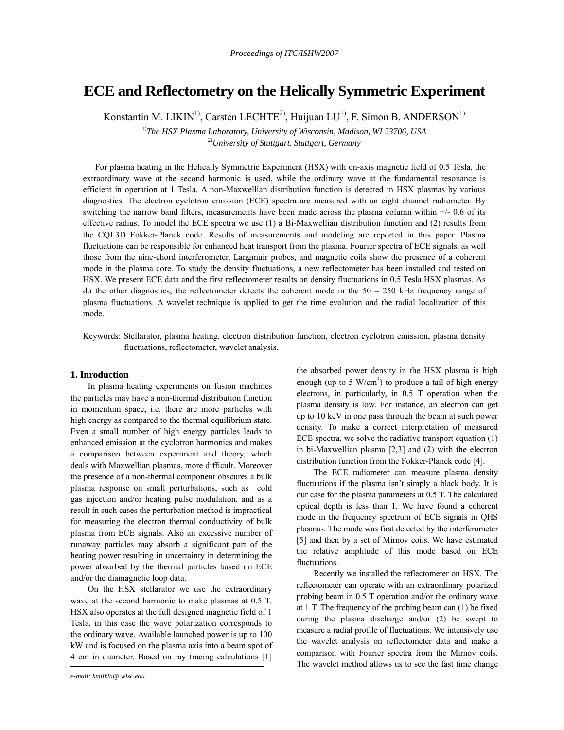# ECE and Reflectometry on the Helically Symmetric Experiment

Konstantin M. LIKIN[1], Carsten LECHTE[2], Huijuan LU[1], F. Simon B. ANDERSON[1]

[1]*The HSX Plasma Laboratory, University of Wisconsin, Madison, WI 53706, USA*
[2]*University of Stuttgart, Stuttgart, Germany*

For plasma heating in the Helically Symmetric Experiment (HSX) with on-axis magnetic field of 0.5 Tesla, the extraordinary wave at the second harmonic is used, while the ordinary wave at the fundamental resonance is efficient in operation at 1 Tesla. A non-Maxwellian distribution function is detected in HSX plasmas by various diagnostics. The electron cyclotron emission (ECE) spectra are measured with an eight channel radiometer. By switching the narrow band filters, measurements have been made across the plasma column within +/- 0.6 of its effective radius. To model the ECE spectra we use (1) a Bi-Maxwellian distribution function and (2) results from the CQL3D Fokker-Planck code. Results of measurements and modeling are reported in this paper. Plasma fluctuations can be responsible for enhanced heat transport from the plasma. Fourier spectra of ECE signals, as well those from the nine-chord interferometer, Langmuir probes, and magnetic coils show the presence of a coherent mode in the plasma core. To study the density fluctuations, a new reflectometer has been installed and tested on HSX. We present ECE data and the first reflectometer results on density fluctuations in 0.5 Tesla HSX plasmas. As do the other diagnostics, the reflectometer detects the coherent mode in the 50 – 250 kHz frequency range of plasma fluctuations. A wavelet technique is applied to get the time evolution and the radial localization of this mode.

Keywords: Stellarator, plasma heating, electron distribution function, electron cyclotron emission, plasma density fluctuations, reflectometer, wavelet analysis.

## 1. Inroduction

In plasma heating experiments on fusion machines the particles may have a non-thermal distribution function in momentum space, i.e. there are more particles with high energy as compared to the thermal equilibrium state. Even a small number of high energy particles leads to enhanced emission at the cyclotron harmonics and makes a comparison between experiment and theory, which deals with Maxwellian plasmas, more difficult. Moreover the presence of a non-thermal component obscures a bulk plasma response on small perturbations, such as cold gas injection and/or heating pulse modulation, and as a result in such cases the perturbation method is impractical for measuring the electron thermal conductivity of bulk plasma from ECE signals. Also an excessive number of runaway particles may absorb a significant part of the heating power resulting in uncertainty in determining the power absorbed by the thermal particles based on ECE and/or the diamagnetic loop data.

On the HSX stellarator we use the extraordinary wave at the second harmonic to make plasmas at 0.5 T. HSX also operates at the full designed magnetic field of 1 Tesla, in this case the wave polarization corresponds to the ordinary wave. Available launched power is up to 100 kW and is focused on the plasma axis into a beam spot of 4 cm in diameter. Based on ray tracing calculations [1] the absorbed power density in the HSX plasma is high enough (up to 5 W/cm$^3$) to produce a tail of high energy electrons, in particularly, in 0.5 T operation when the plasma density is low. For instance, an electron can get up to 10 keV in one pass through the beam at such power density. To make a correct interpretation of measured ECE spectra, we solve the radiative transport equation (1) in bi-Maxwellian plasma [2,3] and (2) with the electron distribution function from the Fokker-Planck code [4].

The ECE radiometer can measure plasma density fluctuations if the plasma isn't simply a black body. It is our case for the plasma parameters at 0.5 T. The calculated optical depth is less than 1. We have found a coherent mode in the frequency spectrum of ECE signals in QHS plasmas. The mode was first detected by the interferometer [5] and then by a set of Mirnov coils. We have estimated the relative amplitude of this mode based on ECE fluctuations.

Recently we installed the reflectometer on HSX. The reflectometer can operate with an extraordinary polarized probing beam in 0.5 T operation and/or the ordinary wave at 1 T. The frequency of the probing beam can (1) be fixed during the plasma discharge and/or (2) be swept to measure a radial profile of fluctuations. We intensively use the wavelet analysis on reflectometer data and make a comparison with Fourier spectra from the Mirnov coils. The wavelet method allows us to see the fast time change

*e-mail: kmlikin@.wisc.edu*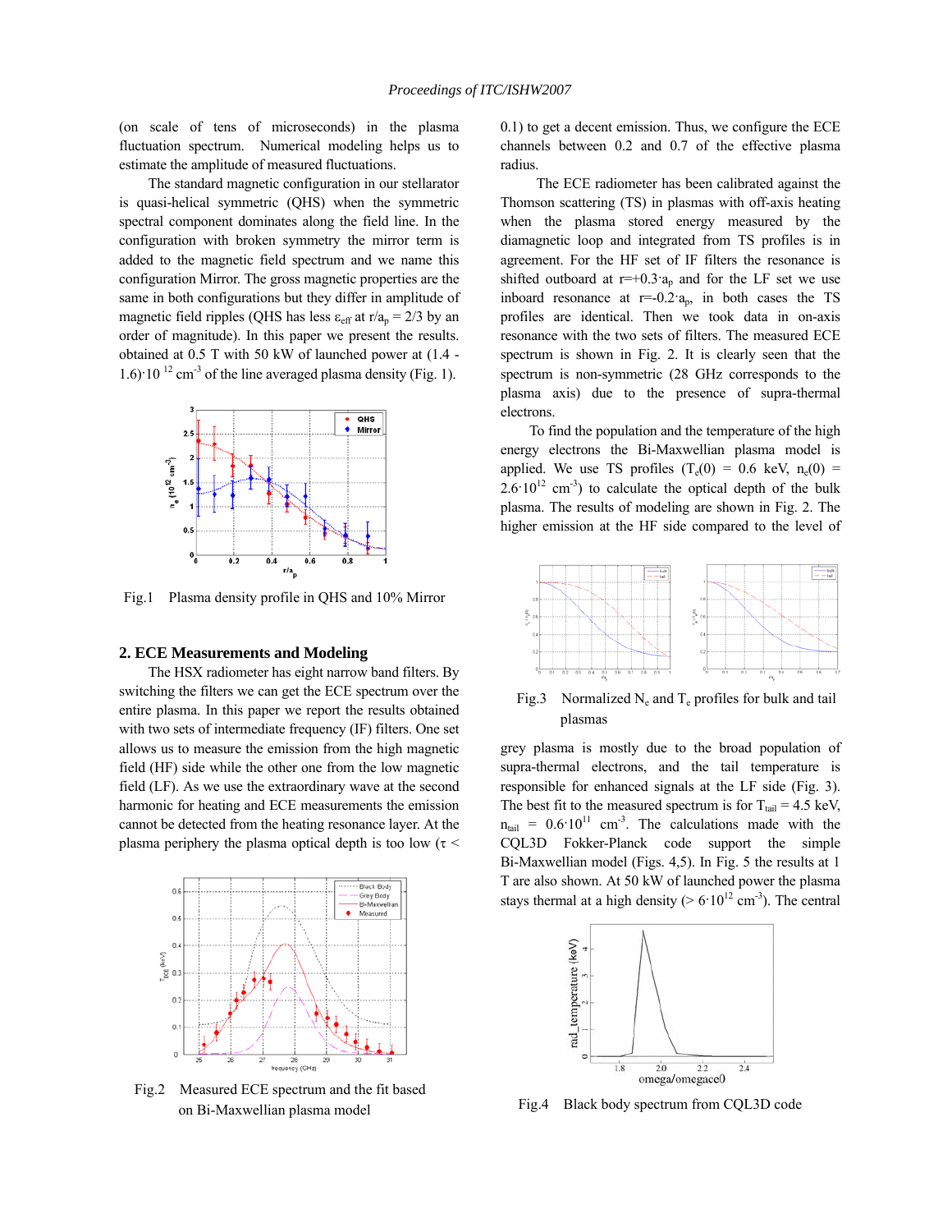(on scale of tens of microseconds) in the plasma fluctuation spectrum. Numerical modeling helps us to estimate the amplitude of measured fluctuations.

The standard magnetic configuration in our stellarator is quasi-helical symmetric (QHS) when the symmetric spectral component dominates along the field line. In the configuration with broken symmetry the mirror term is added to the magnetic field spectrum and we name this configuration Mirror. The gross magnetic properties are the same in both configurations but they differ in amplitude of magnetic field ripples (QHS has less $\varepsilon_{eff}$ at $r/a_p = 2/3$ by an order of magnitude). In this paper we present the results. obtained at 0.5 T with 50 kW of launched power at $(1.4 - 1.6)\cdot 10^{12}$ cm$^{-3}$ of the line averaged plasma density (Fig. 1).

Fig.1 Plasma density profile in QHS and 10% Mirror

## 2. ECE Measurements and Modeling

The HSX radiometer has eight narrow band filters. By switching the filters we can get the ECE spectrum over the entire plasma. In this paper we report the results obtained with two sets of intermediate frequency (IF) filters. One set allows us to measure the emission from the high magnetic field (HF) side while the other one from the low magnetic field (LF). As we use the extraordinary wave at the second harmonic for heating and ECE measurements the emission cannot be detected from the heating resonance layer. At the plasma periphery the plasma optical depth is too low ($\tau <$ 0.1) to get a decent emission. Thus, we configure the ECE channels between 0.2 and 0.7 of the effective plasma radius.

Fig.2 Measured ECE spectrum and the fit based on Bi-Maxwellian plasma model

The ECE radiometer has been calibrated against the Thomson scattering (TS) in plasmas with off-axis heating when the plasma stored energy measured by the diamagnetic loop and integrated from TS profiles is in agreement. For the HF set of IF filters the resonance is shifted outboard at $r=+0.3\cdot a_p$ and for the LF set we use inboard resonance at $r=-0.2\cdot a_p$, in both cases the TS profiles are identical. Then we took data in on-axis resonance with the two sets of filters. The measured ECE spectrum is shown in Fig. 2. It is clearly seen that the spectrum is non-symmetric (28 GHz corresponds to the plasma axis) due to the presence of supra-thermal electrons.

To find the population and the temperature of the high energy electrons the Bi-Maxwellian plasma model is applied. We use TS profiles ($T_e(0)$ = 0.6 keV, $n_e(0)$ = $2.6\cdot 10^{12}$ cm$^{-3}$) to calculate the optical depth of the bulk plasma. The results of modeling are shown in Fig. 2. The higher emission at the HF side compared to the level of grey plasma is mostly due to the broad population of supra-thermal electrons, and the tail temperature is responsible for enhanced signals at the LF side (Fig. 3). The best fit to the measured spectrum is for $T_{tail}$ = 4.5 keV, $n_{tail}$ = $0.6\cdot 10^{11}$ cm$^{-3}$. The calculations made with the CQL3D Fokker-Planck code support the simple Bi-Maxwellian model (Figs. 4,5). In Fig. 5 the results at 1 T are also shown. At 50 kW of launched power the plasma stays thermal at a high density ($> 6\cdot 10^{12}$ cm$^{-3}$). The central

Fig.3 Normalized $N_e$ and $T_e$ profiles for bulk and tail plasmas

Fig.4 Black body spectrum from CQL3D code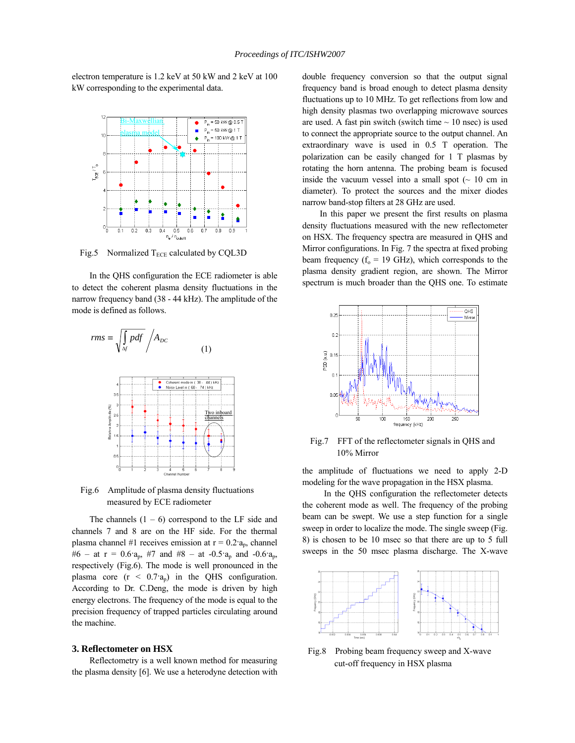electron temperature is 1.2 keV at 50 kW and 2 keV at 100 kW corresponding to the experimental data.

Fig.5 Normalized $T_{ECE}$ calculated by CQL3D

In the QHS configuration the ECE radiometer is able to detect the coherent plasma density fluctuations in the narrow frequency band (38 - 44 kHz). The amplitude of the mode is defined as follows.

$$rms \equiv \sqrt{\int_{\Delta f} pdf} \bigg/ A_{DC} \quad (1)$$

Fig.6 Amplitude of plasma density fluctuations measured by ECE radiometer

The channels (1 – 6) correspond to the LF side and channels 7 and 8 are on the HF side. For the thermal plasma channel #1 receives emission at $r = 0.2 \cdot a_p$, channel #6 – at $r = 0.6 \cdot a_p$, #7 and #8 – at $-0.5 \cdot a_p$ and $-0.6 \cdot a_p$, respectively (Fig.6). The mode is well pronounced in the plasma core ($r < 0.7 \cdot a_p$) in the QHS configuration. According to Dr. C.Deng, the mode is driven by high energy electrons. The frequency of the mode is equal to the precision frequency of trapped particles circulating around the machine.

### 3. Reflectometer on HSX

Reflectometry is a well known method for measuring the plasma density [6]. We use a heterodyne detection with double frequency conversion so that the output signal frequency band is broad enough to detect plasma density fluctuations up to 10 MHz. To get reflections from low and high density plasmas two overlapping microwave sources are used. A fast pin switch (switch time ~ 10 nsec) is used to connect the appropriate source to the output channel. An extraordinary wave is used in 0.5 T operation. The polarization can be easily changed for 1 T plasmas by rotating the horn antenna. The probing beam is focused inside the vacuum vessel into a small spot (~ 10 cm in diameter). To protect the sources and the mixer diodes narrow band-stop filters at 28 GHz are used.

In this paper we present the first results on plasma density fluctuations measured with the new reflectometer on HSX. The frequency spectra are measured in QHS and Mirror configurations. In Fig. 7 the spectra at fixed probing beam frequency ($f_o$ = 19 GHz), which corresponds to the plasma density gradient region, are shown. The Mirror spectrum is much broader than the QHS one. To estimate

Fig.7 FFT of the reflectometer signals in QHS and 10% Mirror

the amplitude of fluctuations we need to apply 2-D modeling for the wave propagation in the HSX plasma.

In the QHS configuration the reflectometer detects the coherent mode as well. The frequency of the probing beam can be swept. We use a step function for a single sweep in order to localize the mode. The single sweep (Fig. 8) is chosen to be 10 msec so that there are up to 5 full sweeps in the 50 msec plasma discharge. The X-wave

Fig.8 Probing beam frequency sweep and X-wave cut-off frequency in HSX plasma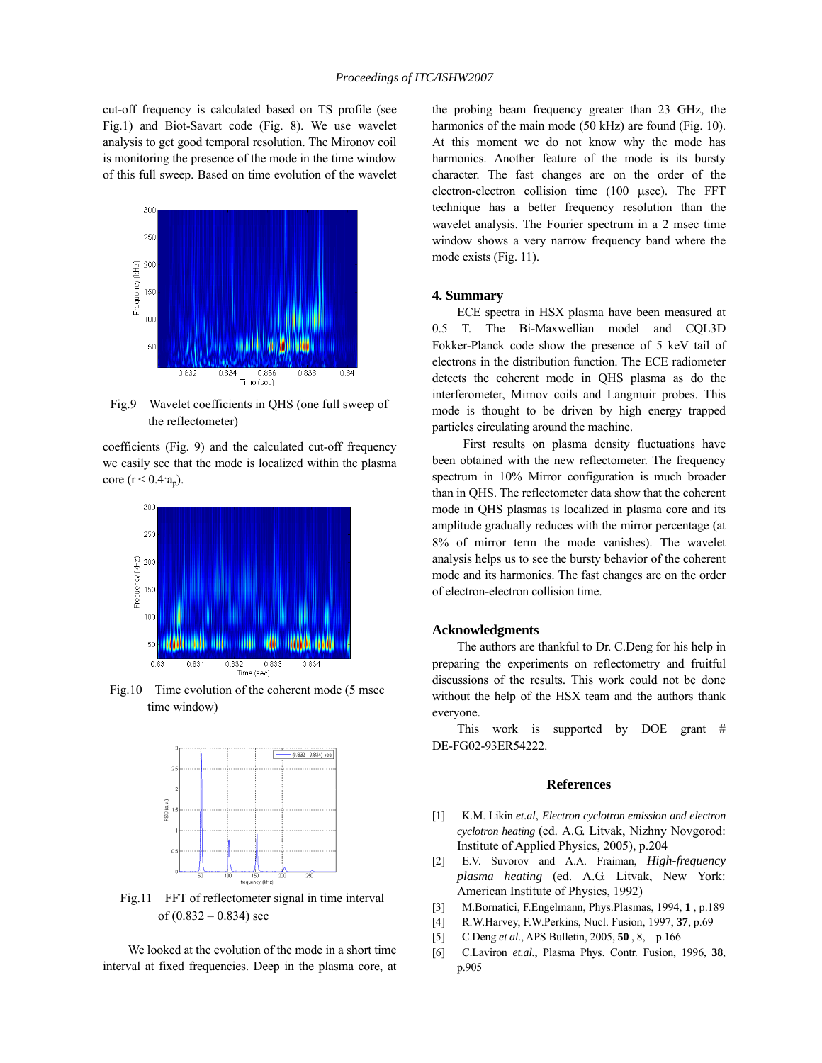cut-off frequency is calculated based on TS profile (see Fig.1) and Biot-Savart code (Fig. 8). We use wavelet analysis to get good temporal resolution. The Mironov coil is monitoring the presence of the mode in the time window of this full sweep. Based on time evolution of the wavelet

300
250
200
150
100
50
Frequency (kHz)
0.832 0.834 0.836 0.838 0.84
Time (sec)

Fig.9 Wavelet coefficients in QHS (one full sweep of the reflectometer)

coefficients (Fig. 9) and the calculated cut-off frequency we easily see that the mode is localized within the plasma core ($r < 0.4 \cdot a_p$).

300
250
200
150
100
50
Frequency (kHz)
0.83 0.831 0.832 0.833 0.834
Time (sec)

Fig.10 Time evolution of the coherent mode (5 msec time window)

3
2.5
2
1.5
1
0.5
0
PSD (a.u.)
50 100 150 200 250
frequency (kHz)
(0.832 - 0.834) sec

Fig.11 FFT of reflectometer signal in time interval of (0.832 – 0.834) sec

We looked at the evolution of the mode in a short time interval at fixed frequencies. Deep in the plasma core, at the probing beam frequency greater than 23 GHz, the harmonics of the main mode (50 kHz) are found (Fig. 10). At this moment we do not know why the mode has harmonics. Another feature of the mode is its bursty character. The fast changes are on the order of the electron-electron collision time (100 μsec). The FFT technique has a better frequency resolution than the wavelet analysis. The Fourier spectrum in a 2 msec time window shows a very narrow frequency band where the mode exists (Fig. 11).

## 4. Summary

ECE spectra in HSX plasma have been measured at 0.5 T. The Bi-Maxwellian model and CQL3D Fokker-Planck code show the presence of 5 keV tail of electrons in the distribution function. The ECE radiometer detects the coherent mode in QHS plasma as do the interferometer, Mirnov coils and Langmuir probes. This mode is thought to be driven by high energy trapped particles circulating around the machine.

First results on plasma density fluctuations have been obtained with the new reflectometer. The frequency spectrum in 10% Mirror configuration is much broader than in QHS. The reflectometer data show that the coherent mode in QHS plasmas is localized in plasma core and its amplitude gradually reduces with the mirror percentage (at 8% of mirror term the mode vanishes). The wavelet analysis helps us to see the bursty behavior of the coherent mode and its harmonics. The fast changes are on the order of electron-electron collision time.

## Acknowledgments

The authors are thankful to Dr. C.Deng for his help in preparing the experiments on reflectometry and fruitful discussions of the results. This work could not be done without the help of the HSX team and the authors thank everyone.

This work is supported by DOE grant # DE-FG02-93ER54222.

## References

[1] K.M. Likin *et.al*, *Electron cyclotron emission and electron cyclotron heating* (ed. A.G. Litvak, Nizhny Novgorod: Institute of Applied Physics, 2005), p.204

[2] E.V. Suvorov and A.A. Fraiman, *High-frequency plasma heating* (ed. A.G. Litvak, New York: American Institute of Physics, 1992)

[3] M.Bornatici, F.Engelmann, Phys.Plasmas, 1994, **1** , p.189

[4] R.W.Harvey, F.W.Perkins, Nucl. Fusion, 1997, **37**, p.69

[5] C.Deng *et al*., APS Bulletin, 2005, **50** , 8, p.166

[6] C.Laviron *et.al.*, Plasma Phys. Contr. Fusion, 1996, **38**, p.905